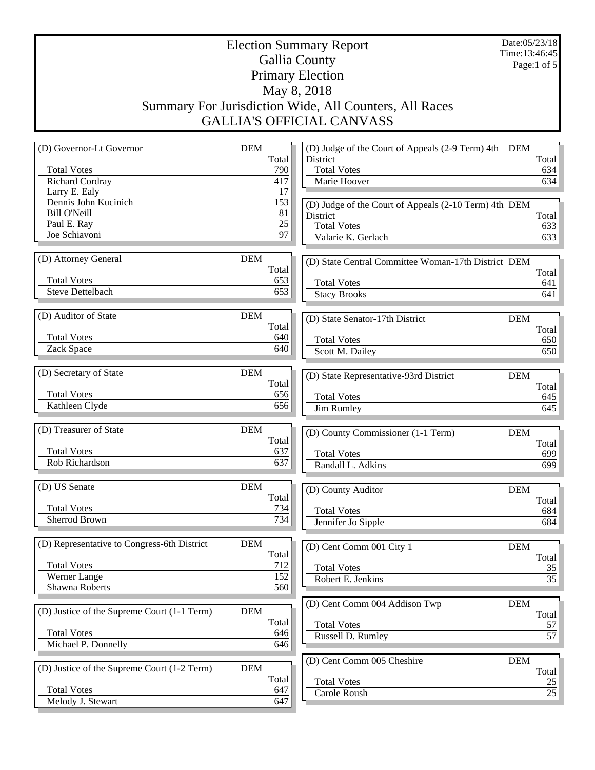# Election Summary Report

Gallia County
Primary Election
May 8, 2018
Summary For Jurisdiction Wide, All Counters, All Races
GALLIA'S OFFICIAL CANVASS

Date:05/23/18
Time:13:46:45

| (D) Governor-Lt Governor | DEM Total |
|---|---|
| Total Votes | 790 |
| Richard Cordray | 417 |
| Larry E. Ealy | 17 |
| Dennis John Kucinich | 153 |
| Bill O'Neill | 81 |
| Paul E. Ray | 25 |
| Joe Schiavoni | 97 |

| (D) Attorney General | DEM Total |
|---|---|
| Total Votes | 653 |
| Steve Dettelbach | 653 |

| (D) Auditor of State | DEM Total |
|---|---|
| Total Votes | 640 |
| Zack Space | 640 |

| (D) Secretary of State | DEM Total |
|---|---|
| Total Votes | 656 |
| Kathleen Clyde | 656 |

| (D) Treasurer of State | DEM Total |
|---|---|
| Total Votes | 637 |
| Rob Richardson | 637 |

| (D) US Senate | DEM Total |
|---|---|
| Total Votes | 734 |
| Sherrod Brown | 734 |

| (D) Representative to Congress-6th District | DEM Total |
|---|---|
| Total Votes | 712 |
| Werner Lange | 152 |
| Shawna Roberts | 560 |

| (D) Justice of the Supreme Court (1-1 Term) | DEM Total |
|---|---|
| Total Votes | 646 |
| Michael P. Donnelly | 646 |

| (D) Justice of the Supreme Court (1-2 Term) | DEM Total |
|---|---|
| Total Votes | 647 |
| Melody J. Stewart | 647 |

| (D) Judge of the Court of Appeals (2-9 Term) 4th District | DEM Total |
|---|---|
| Total Votes | 634 |
| Marie Hoover | 634 |

| (D) Judge of the Court of Appeals (2-10 Term) 4th District | DEM Total |
|---|---|
| Total Votes | 633 |
| Valarie K. Gerlach | 633 |

| (D) State Central Committee Woman-17th District | DEM Total |
|---|---|
| Total Votes | 641 |
| Stacy Brooks | 641 |

| (D) State Senator-17th District | DEM Total |
|---|---|
| Total Votes | 650 |
| Scott M. Dailey | 650 |

| (D) State Representative-93rd District | DEM Total |
|---|---|
| Total Votes | 645 |
| Jim Rumley | 645 |

| (D) County Commissioner (1-1 Term) | DEM Total |
|---|---|
| Total Votes | 699 |
| Randall L. Adkins | 699 |

| (D) County Auditor | DEM Total |
|---|---|
| Total Votes | 684 |
| Jennifer Jo Sipple | 684 |

| (D) Cent Comm 001 City 1 | DEM Total |
|---|---|
| Total Votes | 35 |
| Robert E. Jenkins | 35 |

| (D) Cent Comm 004 Addison Twp | DEM Total |
|---|---|
| Total Votes | 57 |
| Russell D. Rumley | 57 |

| (D) Cent Comm 005 Cheshire | DEM Total |
|---|---|
| Total Votes | 25 |
| Carole Roush | 25 |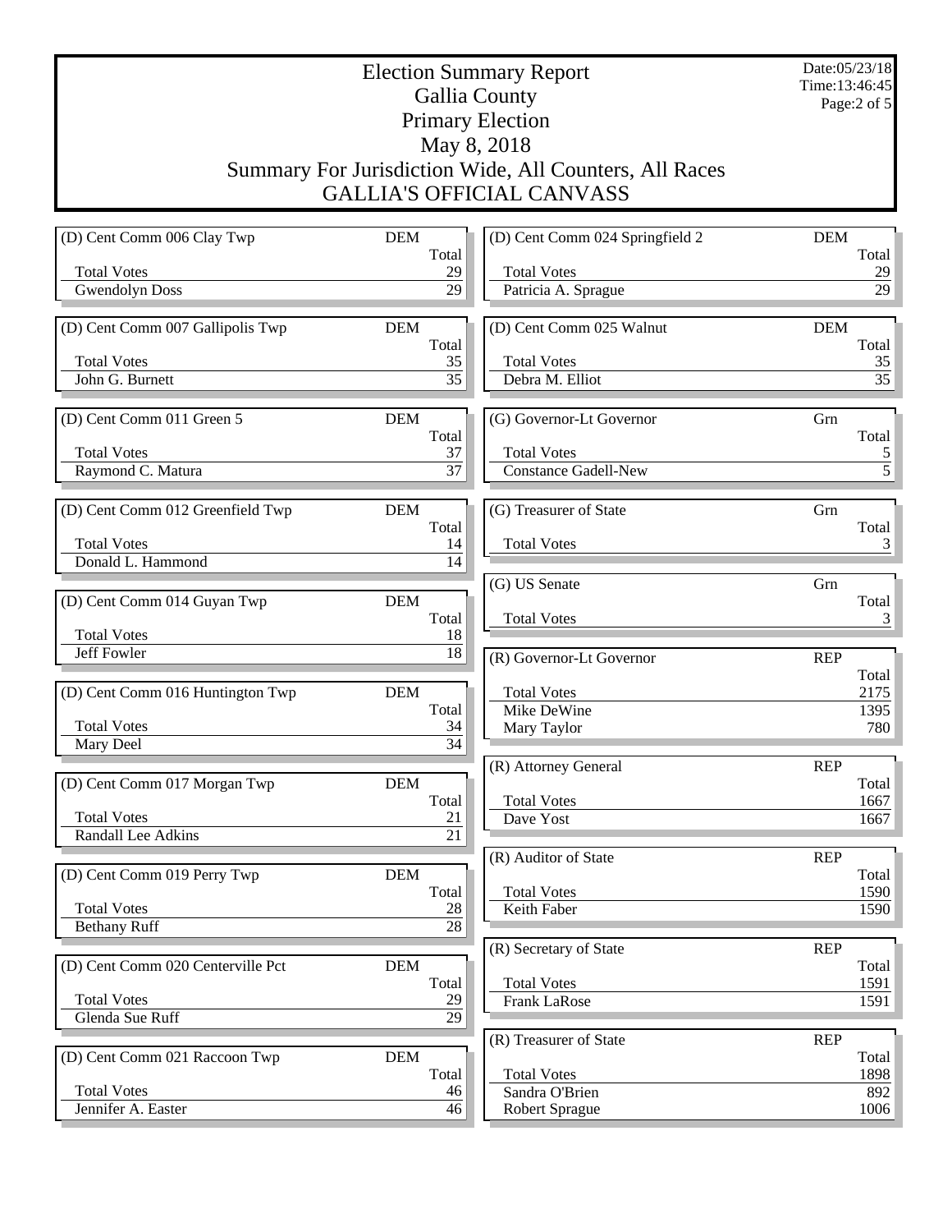# Election Summary Report

## Gallia County

## Primary Election

## May 8, 2018

## Summary For Jurisdiction Wide, All Counters, All Races

## GALLIA'S OFFICIAL CANVASS

Date:05/23/18
Time:13:46:45

| (D) Cent Comm 006 Clay Twp | DEM Total |
|---|---|
| Total Votes | 29 |
| Gwendolyn Doss | 29 |

| (D) Cent Comm 007 Gallipolis Twp | DEM Total |
|---|---|
| Total Votes | 35 |
| John G. Burnett | 35 |

| (D) Cent Comm 011 Green 5 | DEM Total |
|---|---|
| Total Votes | 37 |
| Raymond C. Matura | 37 |

| (D) Cent Comm 012 Greenfield Twp | DEM Total |
|---|---|
| Total Votes | 14 |
| Donald L. Hammond | 14 |

| (D) Cent Comm 014 Guyan Twp | DEM Total |
|---|---|
| Total Votes | 18 |
| Jeff Fowler | 18 |

| (D) Cent Comm 016 Huntington Twp | DEM Total |
|---|---|
| Total Votes | 34 |
| Mary Deel | 34 |

| (D) Cent Comm 017 Morgan Twp | DEM Total |
|---|---|
| Total Votes | 21 |
| Randall Lee Adkins | 21 |

| (D) Cent Comm 019 Perry Twp | DEM Total |
|---|---|
| Total Votes | 28 |
| Bethany Ruff | 28 |

| (D) Cent Comm 020 Centerville Pct | DEM Total |
|---|---|
| Total Votes | 29 |
| Glenda Sue Ruff | 29 |

| (D) Cent Comm 021 Raccoon Twp | DEM Total |
|---|---|
| Total Votes | 46 |
| Jennifer A. Easter | 46 |

| (D) Cent Comm 024 Springfield 2 | DEM Total |
|---|---|
| Total Votes | 29 |
| Patricia A. Sprague | 29 |

| (D) Cent Comm 025 Walnut | DEM Total |
|---|---|
| Total Votes | 35 |
| Debra M. Elliot | 35 |

| (G) Governor-Lt Governor | Grn Total |
|---|---|
| Total Votes | 5 |
| Constance Gadell-New | 5 |

| (G) Treasurer of State | Grn Total |
|---|---|
| Total Votes | 3 |

| (G) US Senate | Grn Total |
|---|---|
| Total Votes | 3 |

| (R) Governor-Lt Governor | REP Total |
|---|---|
| Total Votes | 2175 |
| Mike DeWine | 1395 |
| Mary Taylor | 780 |

| (R) Attorney General | REP Total |
|---|---|
| Total Votes | 1667 |
| Dave Yost | 1667 |

| (R) Auditor of State | REP Total |
|---|---|
| Total Votes | 1590 |
| Keith Faber | 1590 |

| (R) Secretary of State | REP Total |
|---|---|
| Total Votes | 1591 |
| Frank LaRose | 1591 |

| (R) Treasurer of State | REP Total |
|---|---|
| Total Votes | 1898 |
| Sandra O'Brien | 892 |
| Robert Sprague | 1006 |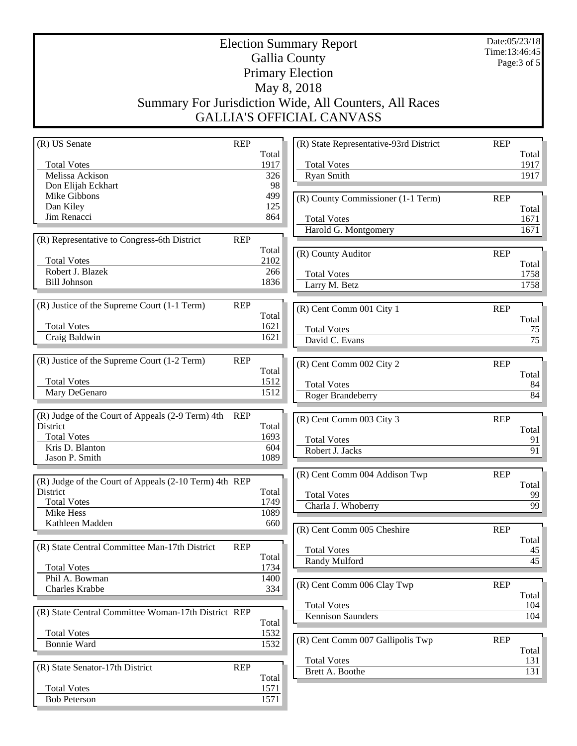# Election Summary Report

## Gallia County

## Primary Election

## May 8, 2018

## Summary For Jurisdiction Wide, All Counters, All Races

## GALLIA'S OFFICIAL CANVASS

Date:05/23/18
Time:13:46:45

| (R) US Senate | REP |
|---|---|
| | Total |
| Total Votes | 1917 |
| Melissa Ackison | 326 |
| Don Elijah Eckhart | 98 |
| Mike Gibbons | 499 |
| Dan Kiley | 125 |
| Jim Renacci | 864 |

| (R) Representative to Congress-6th District | REP |
|---|---|
| | Total |
| Total Votes | 2102 |
| Robert J. Blazek | 266 |
| Bill Johnson | 1836 |

| (R) Justice of the Supreme Court (1-1 Term) | REP |
|---|---|
| | Total |
| Total Votes | 1621 |
| Craig Baldwin | 1621 |

| (R) Justice of the Supreme Court (1-2 Term) | REP |
|---|---|
| | Total |
| Total Votes | 1512 |
| Mary DeGenaro | 1512 |

| (R) Judge of the Court of Appeals (2-9 Term) 4th District | REP |
|---|---|
| | Total |
| Total Votes | 1693 |
| Kris D. Blanton | 604 |
| Jason P. Smith | 1089 |

| (R) Judge of the Court of Appeals (2-10 Term) 4th District | REP |
|---|---|
| | Total |
| Total Votes | 1749 |
| Mike Hess | 1089 |
| Kathleen Madden | 660 |

| (R) State Central Committee Man-17th District | REP |
|---|---|
| | Total |
| Total Votes | 1734 |
| Phil A. Bowman | 1400 |
| Charles Krabbe | 334 |

| (R) State Central Committee Woman-17th District | REP |
|---|---|
| | Total |
| Total Votes | 1532 |
| Bonnie Ward | 1532 |

| (R) State Senator-17th District | REP |
|---|---|
| | Total |
| Total Votes | 1571 |
| Bob Peterson | 1571 |

| (R) State Representative-93rd District | REP |
|---|---|
| | Total |
| Total Votes | 1917 |
| Ryan Smith | 1917 |

| (R) County Commissioner (1-1 Term) | REP |
|---|---|
| | Total |
| Total Votes | 1671 |
| Harold G. Montgomery | 1671 |

| (R) County Auditor | REP |
|---|---|
| | Total |
| Total Votes | 1758 |
| Larry M. Betz | 1758 |

| (R) Cent Comm 001 City 1 | REP |
|---|---|
| | Total |
| Total Votes | 75 |
| David C. Evans | 75 |

| (R) Cent Comm 002 City 2 | REP |
|---|---|
| | Total |
| Total Votes | 84 |
| Roger Brandeberry | 84 |

| (R) Cent Comm 003 City 3 | REP |
|---|---|
| | Total |
| Total Votes | 91 |
| Robert J. Jacks | 91 |

| (R) Cent Comm 004 Addison Twp | REP |
|---|---|
| | Total |
| Total Votes | 99 |
| Charla J. Whoberry | 99 |

| (R) Cent Comm 005 Cheshire | REP |
|---|---|
| | Total |
| Total Votes | 45 |
| Randy Mulford | 45 |

| (R) Cent Comm 006 Clay Twp | REP |
|---|---|
| | Total |
| Total Votes | 104 |
| Kennison Saunders | 104 |

| (R) Cent Comm 007 Gallipolis Twp | REP |
|---|---|
| | Total |
| Total Votes | 131 |
| Brett A. Boothe | 131 |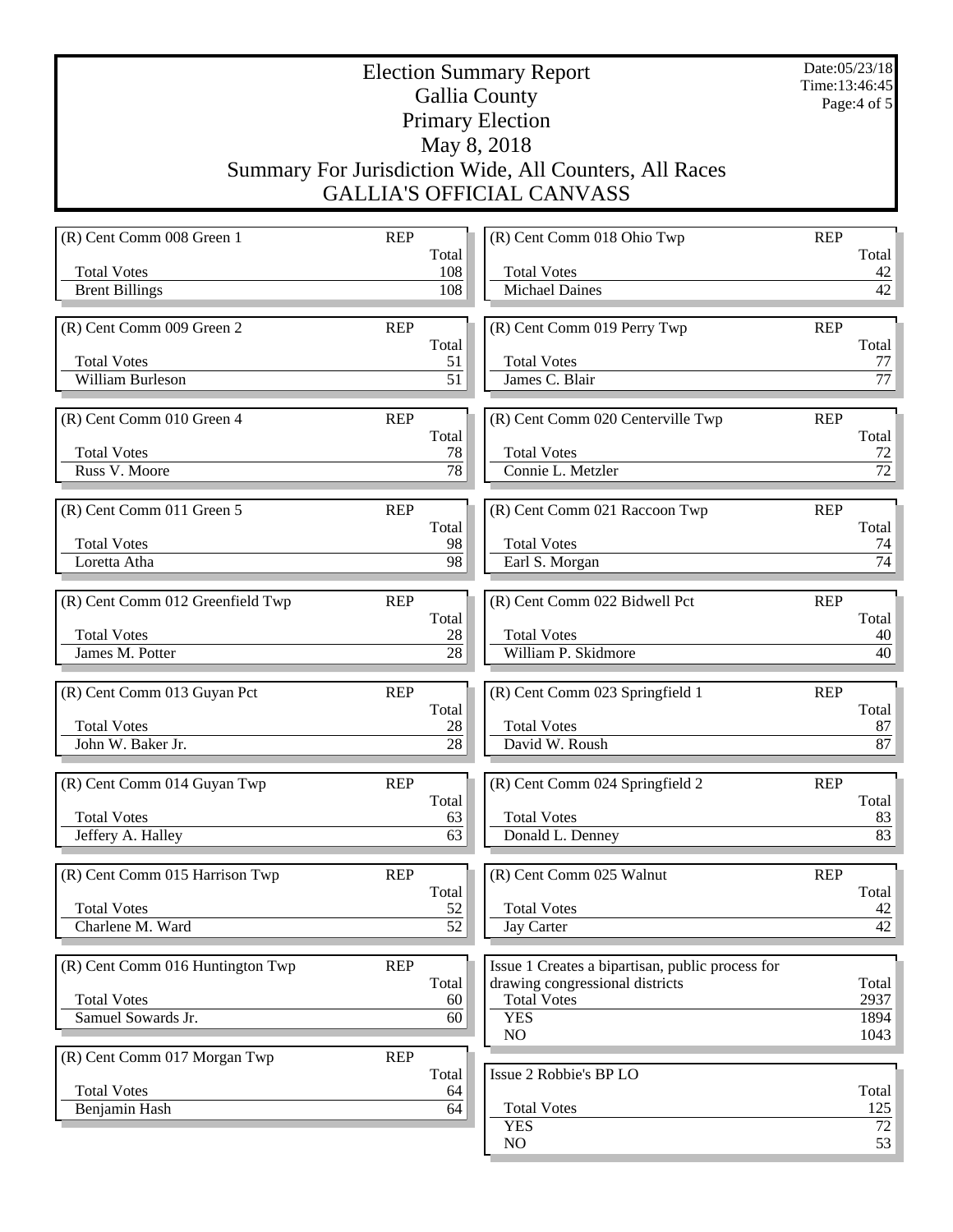# Election Summary Report
## Gallia County
## Primary Election
## May 8, 2018
## Summary For Jurisdiction Wide, All Counters, All Races
## GALLIA'S OFFICIAL CANVASS

Date:05/23/18
Time:13:46:45

| (R) Cent Comm 008 Green 1 | REP | Total |
|---|---|---|
| Total Votes | | 108 |
| Brent Billings | | 108 |

| (R) Cent Comm 009 Green 2 | REP | Total |
|---|---|---|
| Total Votes | | 51 |
| William Burleson | | 51 |

| (R) Cent Comm 010 Green 4 | REP | Total |
|---|---|---|
| Total Votes | | 78 |
| Russ V. Moore | | 78 |

| (R) Cent Comm 011 Green 5 | REP | Total |
|---|---|---|
| Total Votes | | 98 |
| Loretta Atha | | 98 |

| (R) Cent Comm 012 Greenfield Twp | REP | Total |
|---|---|---|
| Total Votes | | 28 |
| James M. Potter | | 28 |

| (R) Cent Comm 013 Guyan Pct | REP | Total |
|---|---|---|
| Total Votes | | 28 |
| John W. Baker Jr. | | 28 |

| (R) Cent Comm 014 Guyan Twp | REP | Total |
|---|---|---|
| Total Votes | | 63 |
| Jeffery A. Halley | | 63 |

| (R) Cent Comm 015 Harrison Twp | REP | Total |
|---|---|---|
| Total Votes | | 52 |
| Charlene M. Ward | | 52 |

| (R) Cent Comm 016 Huntington Twp | REP | Total |
|---|---|---|
| Total Votes | | 60 |
| Samuel Sowards Jr. | | 60 |

| (R) Cent Comm 017 Morgan Twp | REP | Total |
|---|---|---|
| Total Votes | | 64 |
| Benjamin Hash | | 64 |

| (R) Cent Comm 018 Ohio Twp | REP | Total |
|---|---|---|
| Total Votes | | 42 |
| Michael Daines | | 42 |

| (R) Cent Comm 019 Perry Twp | REP | Total |
|---|---|---|
| Total Votes | | 77 |
| James C. Blair | | 77 |

| (R) Cent Comm 020 Centerville Twp | REP | Total |
|---|---|---|
| Total Votes | | 72 |
| Connie L. Metzler | | 72 |

| (R) Cent Comm 021 Raccoon Twp | REP | Total |
|---|---|---|
| Total Votes | | 74 |
| Earl S. Morgan | | 74 |

| (R) Cent Comm 022 Bidwell Pct | REP | Total |
|---|---|---|
| Total Votes | | 40 |
| William P. Skidmore | | 40 |

| (R) Cent Comm 023 Springfield 1 | REP | Total |
|---|---|---|
| Total Votes | | 87 |
| David W. Roush | | 87 |

| (R) Cent Comm 024 Springfield 2 | REP | Total |
|---|---|---|
| Total Votes | | 83 |
| Donald L. Denney | | 83 |

| (R) Cent Comm 025 Walnut | REP | Total |
|---|---|---|
| Total Votes | | 42 |
| Jay Carter | | 42 |

| Issue 1 Creates a bipartisan, public process for drawing congressional districts | Total |
|---|---|
| Total Votes | 2937 |
| YES | 1894 |
| NO | 1043 |

| Issue 2 Robbie's BP LO | Total |
|---|---|
| Total Votes | 125 |
| YES | 72 |
| NO | 53 |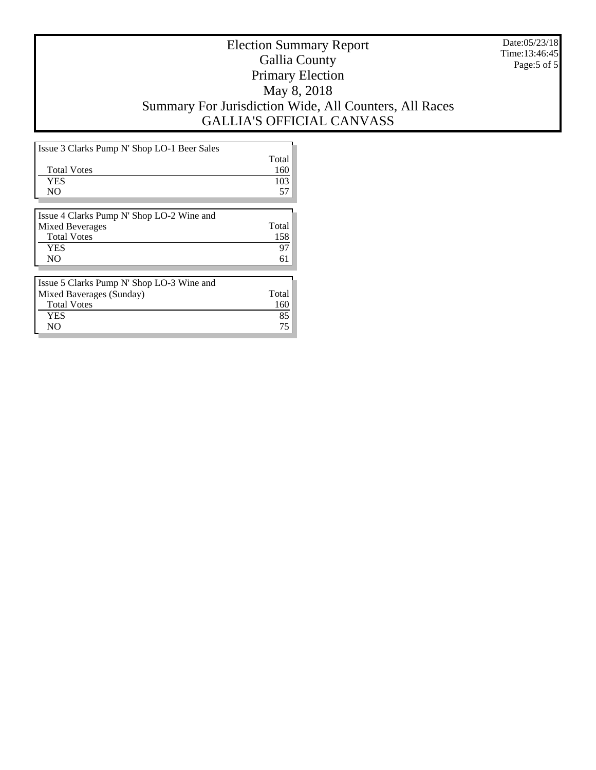# Election Summary Report
## Gallia County
## Primary Election
## May 8, 2018
## Summary For Jurisdiction Wide, All Counters, All Races
## GALLIA'S OFFICIAL CANVASS

Date:05/23/18
Time:13:46:45

| Issue 3 Clarks Pump N' Shop LO-1 Beer Sales | Total |
| --- | --- |
| Total Votes | 160 |
| YES | 103 |
| NO | 57 |

| Issue 4 Clarks Pump N' Shop LO-2 Wine and Mixed Beverages | Total |
| --- | --- |
| Total Votes | 158 |
| YES | 97 |
| NO | 61 |

| Issue 5 Clarks Pump N' Shop LO-3 Wine and Mixed Baverages (Sunday) | Total |
| --- | --- |
| Total Votes | 160 |
| YES | 85 |
| NO | 75 |